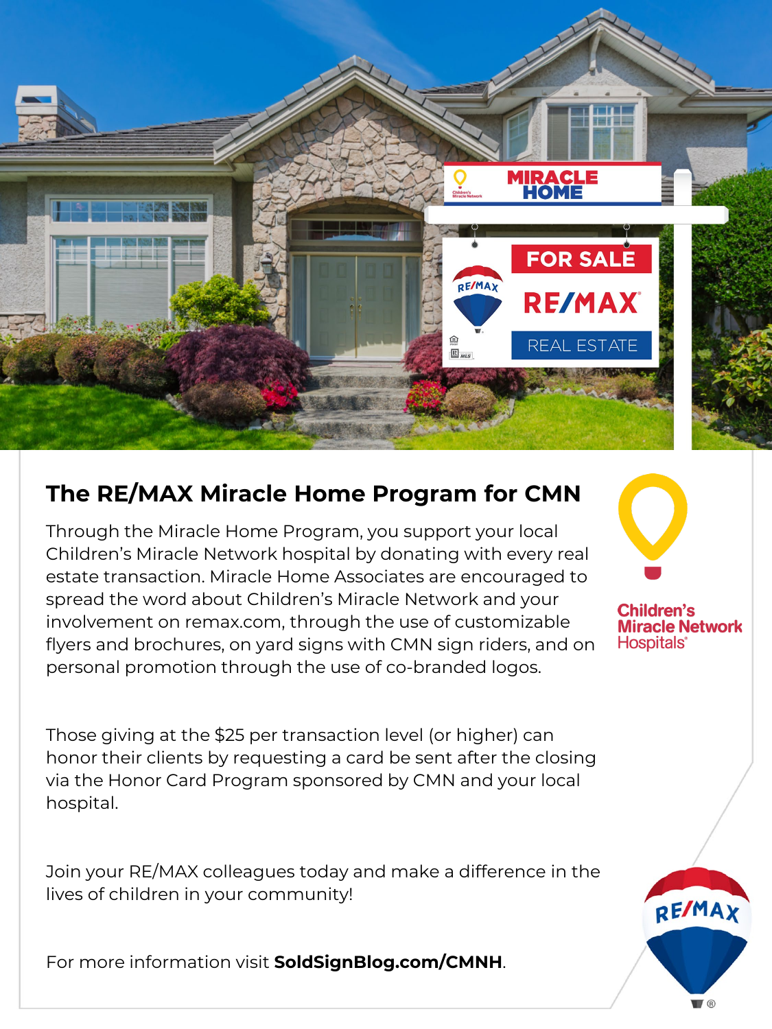## The RE/MAX Miracle Home Program for CMN

Through the Miracle Home Program, you support your local Children's Miracle Network hospital by donating with every real estate transaction. Miracle Home Associates are encouraged to spread the word about Children's Miracle Network and your involvement on remax.com, through the use of customizable flyers and brochures, on yard signs with CMN sign riders, and on personal promotion through the use of co-branded logos.

Those giving at the $25 per transaction level (or higher) can honor their clients by requesting a card be sent after the closing via the Honor Card Program sponsored by CMN and your local hospital.

Join your RE/MAX colleagues today and make a difference in the lives of children in your community!

For more information visit **SoldSignBlog.com/CMNH**.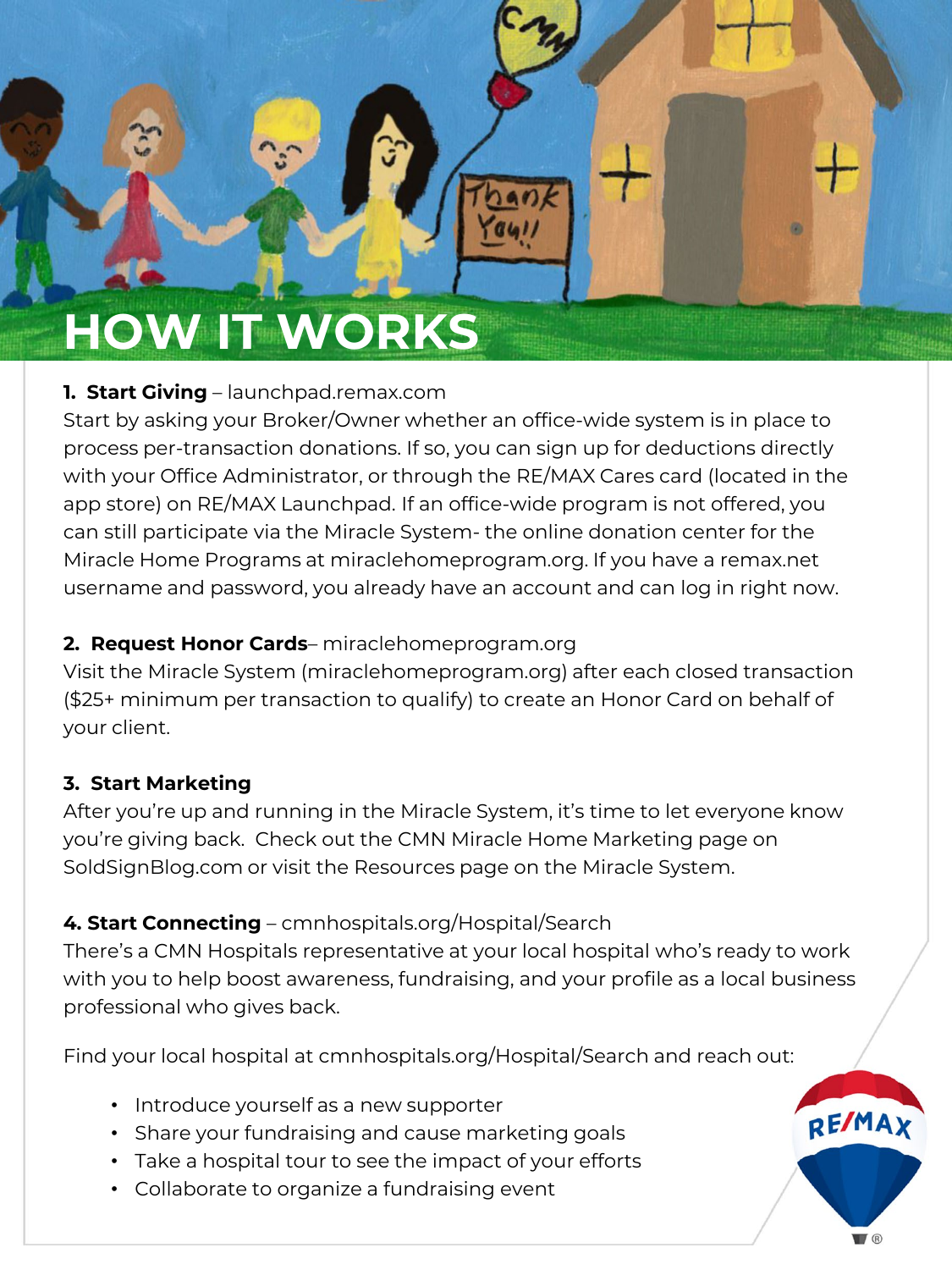# HOW IT WORKS

**1. Start Giving** – launchpad.remax.com

Start by asking your Broker/Owner whether an office-wide system is in place to process per-transaction donations. If so, you can sign up for deductions directly with your Office Administrator, or through the RE/MAX Cares card (located in the app store) on RE/MAX Launchpad. If an office-wide program is not offered, you can still participate via the Miracle System- the online donation center for the Miracle Home Programs at miraclehomeprogram.org. If you have a remax.net username and password, you already have an account and can log in right now.

**2. Request Honor Cards**– miraclehomeprogram.org

Visit the Miracle System (miraclehomeprogram.org) after each closed transaction ($25+ minimum per transaction to qualify) to create an Honor Card on behalf of your client.

**3. Start Marketing**

After you're up and running in the Miracle System, it's time to let everyone know you're giving back. Check out the CMN Miracle Home Marketing page on SoldSignBlog.com or visit the Resources page on the Miracle System.

**4. Start Connecting** – cmnhospitals.org/Hospital/Search

There's a CMN Hospitals representative at your local hospital who's ready to work with you to help boost awareness, fundraising, and your profile as a local business professional who gives back.

Find your local hospital at cmnhospitals.org/Hospital/Search and reach out:

- Introduce yourself as a new supporter
- Share your fundraising and cause marketing goals
- Take a hospital tour to see the impact of your efforts
- Collaborate to organize a fundraising event